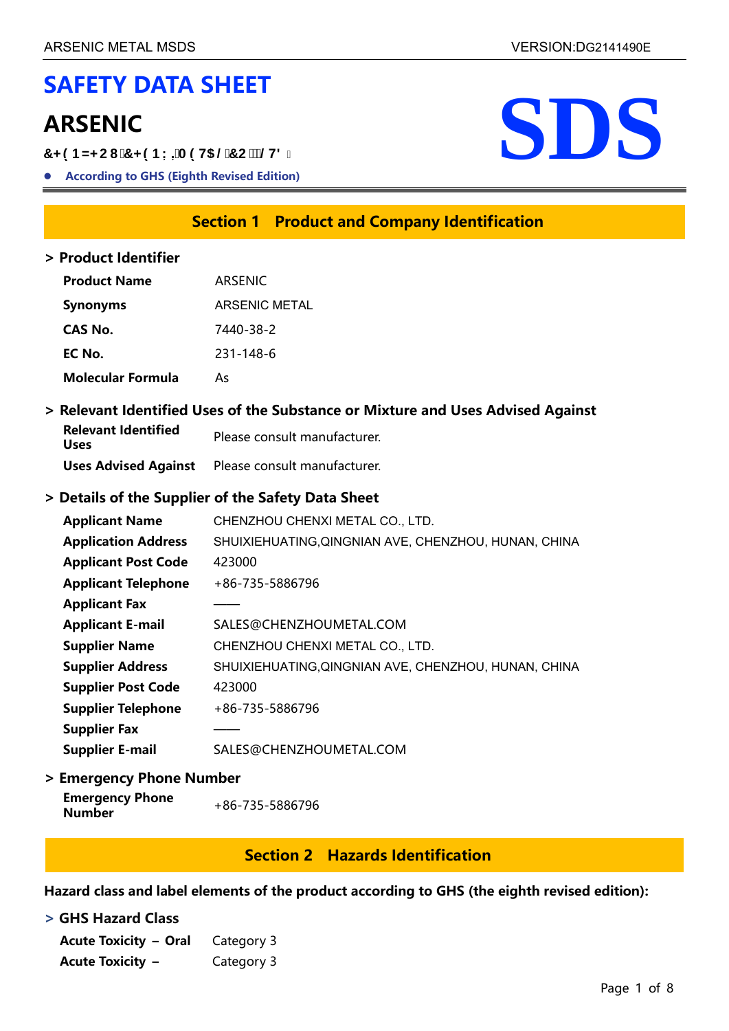# SAFETY DATA SHEET

# ARSENIC

&+( 1=+2 8&+( 1: ,0 ( 7$/ &2 / 7'

- According to GHS (Eighth Revised Edition)

SDS

## Section 1 Product and Company Identification

### > Product Identifier

| | |
|---|---|
| **Product Name** | ARSENIC |
| **Synonyms** | ARSENIC METAL |
| **CAS No.** | 7440-38-2 |
| **EC No.** | 231-148-6 |
| **Molecular Formula** | As |

### > Relevant Identified Uses of the Substance or Mixture and Uses Advised Against

| | |
|---|---|
| **Relevant Identified Uses** | Please consult manufacturer. |
| **Uses Advised Against** | Please consult manufacturer. |

### > Details of the Supplier of the Safety Data Sheet

| | |
|---|---|
| **Applicant Name** | CHENZHOU CHENXI METAL CO., LTD. |
| **Application Address** | SHUIXIEHUATING,QINGNIAN AVE, CHENZHOU, HUNAN, CHINA |
| **Applicant Post Code** | 423000 |
| **Applicant Telephone** | +86-735-5886796 |
| **Applicant Fax** | —— |
| **Applicant E-mail** | SALES@CHENZHOUMETAL.COM |
| **Supplier Name** | CHENZHOU CHENXI METAL CO., LTD. |
| **Supplier Address** | SHUIXIEHUATING,QINGNIAN AVE, CHENZHOU, HUNAN, CHINA |
| **Supplier Post Code** | 423000 |
| **Supplier Telephone** | +86-735-5886796 |
| **Supplier Fax** | —— |
| **Supplier E-mail** | SALES@CHENZHOUMETAL.COM |

### > Emergency Phone Number

| | |
|---|---|
| **Emergency Phone Number** | +86-735-5886796 |

## Section 2 Hazards Identification

**Hazard class and label elements of the product according to GHS (the eighth revised edition):**

### > GHS Hazard Class

| | |
|---|---|
| **Acute Toxicity – Oral** | Category 3 |
| **Acute Toxicity –** | Category 3 |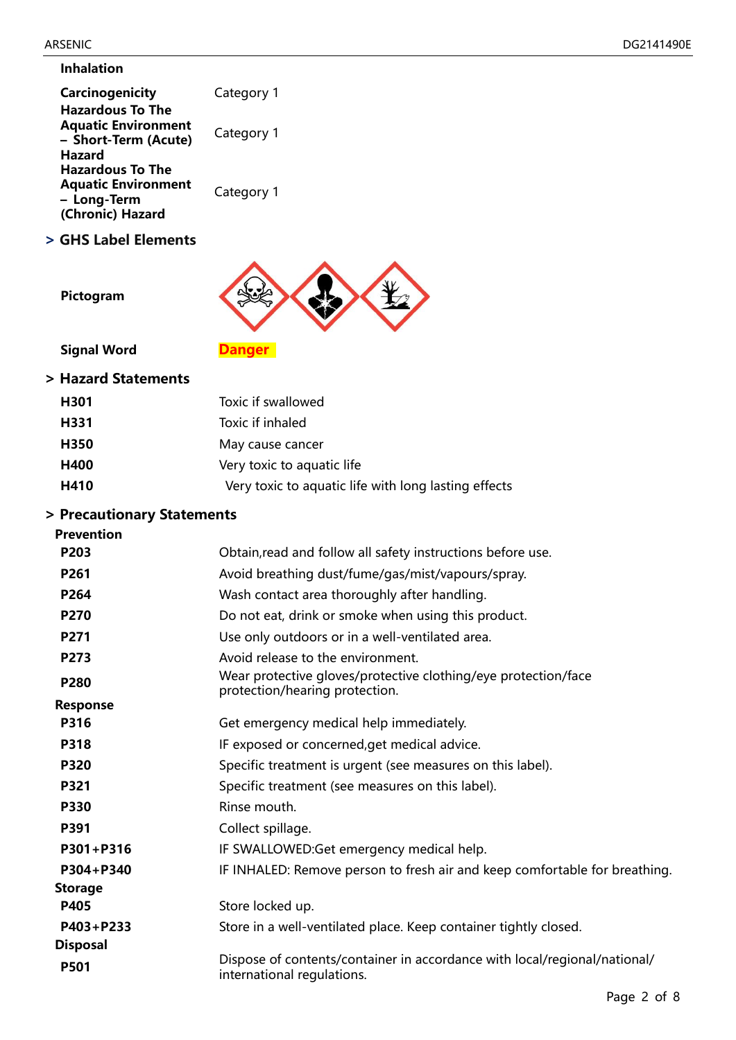**Inhalation**

| | |
|---|---|
| **Carcinogenicity** | Category 1 |
| **Hazardous To The Aquatic Environment – Short-Term (Acute) Hazard** | Category 1 |
| **Hazardous To The Aquatic Environment – Long-Term (Chronic) Hazard** | Category 1 |

## > GHS Label Elements

**Pictogram**

**Signal Word** Danger

## > Hazard Statements

| | |
|---|---|
| **H301** | Toxic if swallowed |
| **H331** | Toxic if inhaled |
| **H350** | May cause cancer |
| **H400** | Very toxic to aquatic life |
| **H410** | Very toxic to aquatic life with long lasting effects |

## > Precautionary Statements

**Prevention**

| | |
|---|---|
| **P203** | Obtain,read and follow all safety instructions before use. |
| **P261** | Avoid breathing dust/fume/gas/mist/vapours/spray. |
| **P264** | Wash contact area thoroughly after handling. |
| **P270** | Do not eat, drink or smoke when using this product. |
| **P271** | Use only outdoors or in a well-ventilated area. |
| **P273** | Avoid release to the environment. |
| **P280** | Wear protective gloves/protective clothing/eye protection/face protection/hearing protection. |

**Response**

| | |
|---|---|
| **P316** | Get emergency medical help immediately. |
| **P318** | IF exposed or concerned,get medical advice. |
| **P320** | Specific treatment is urgent (see measures on this label). |
| **P321** | Specific treatment (see measures on this label). |
| **P330** | Rinse mouth. |
| **P391** | Collect spillage. |
| **P301+P316** | IF SWALLOWED:Get emergency medical help. |
| **P304+P340** | IF INHALED: Remove person to fresh air and keep comfortable for breathing. |

**Storage**

| | |
|---|---|
| **P405** | Store locked up. |
| **P403+P233** | Store in a well-ventilated place. Keep container tightly closed. |

**Disposal**

| | |
|---|---|
| **P501** | Dispose of contents/container in accordance with local/regional/national/ international regulations. |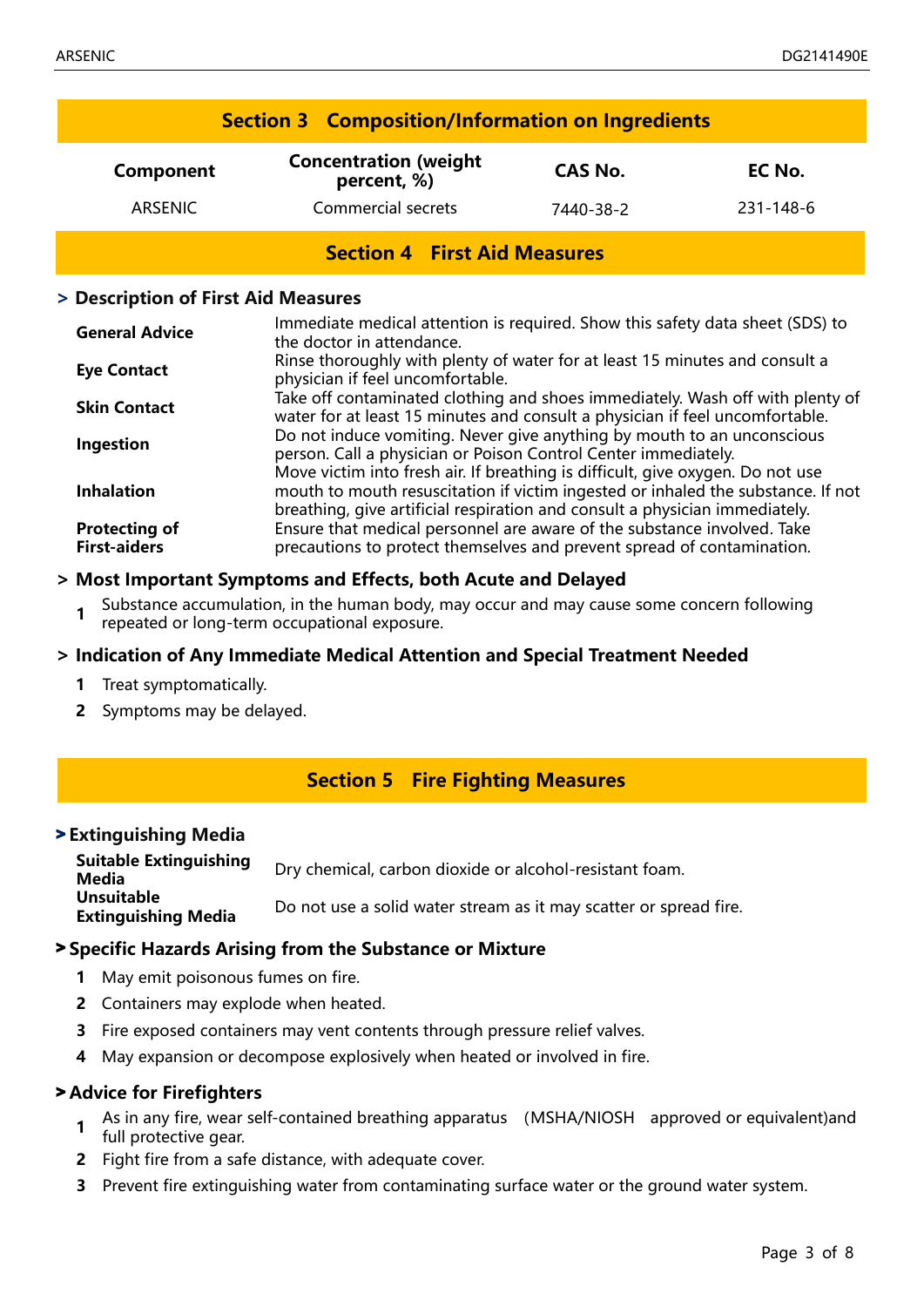## Section 3 Composition/Information on Ingredients

| Component | Concentration (weight percent, %) | CAS No. | EC No. |
|---|---|---|---|
| ARSENIC | Commercial secrets | 7440-38-2 | 231-148-6 |

## Section 4 First Aid Measures

### > Description of First Aid Measures

| | |
|---|---|
| **General Advice** | Immediate medical attention is required. Show this safety data sheet (SDS) to the doctor in attendance. |
| **Eye Contact** | Rinse thoroughly with plenty of water for at least 15 minutes and consult a physician if feel uncomfortable. |
| **Skin Contact** | Take off contaminated clothing and shoes immediately. Wash off with plenty of water for at least 15 minutes and consult a physician if feel uncomfortable. |
| **Ingestion** | Do not induce vomiting. Never give anything by mouth to an unconscious person. Call a physician or Poison Control Center immediately. |
| **Inhalation** | Move victim into fresh air. If breathing is difficult, give oxygen. Do not use mouth to mouth resuscitation if victim ingested or inhaled the substance. If not breathing, give artificial respiration and consult a physician immediately. |
| **Protecting of First-aiders** | Ensure that medical personnel are aware of the substance involved. Take precautions to protect themselves and prevent spread of contamination. |

### > Most Important Symptoms and Effects, both Acute and Delayed

1. Substance accumulation, in the human body, may occur and may cause some concern following repeated or long-term occupational exposure.

### > Indication of Any Immediate Medical Attention and Special Treatment Needed

1. Treat symptomatically.
2. Symptoms may be delayed.

## Section 5 Fire Fighting Measures

### > Extinguishing Media

| | |
|---|---|
| **Suitable Extinguishing Media** | Dry chemical, carbon dioxide or alcohol-resistant foam. |
| **Unsuitable Extinguishing Media** | Do not use a solid water stream as it may scatter or spread fire. |

### > Specific Hazards Arising from the Substance or Mixture

1. May emit poisonous fumes on fire.
2. Containers may explode when heated.
3. Fire exposed containers may vent contents through pressure relief valves.
4. May expansion or decompose explosively when heated or involved in fire.

### > Advice for Firefighters

1. As in any fire, wear self-contained breathing apparatus （MSHA/NIOSH approved or equivalent)and full protective gear.
2. Fight fire from a safe distance, with adequate cover.
3. Prevent fire extinguishing water from contaminating surface water or the ground water system.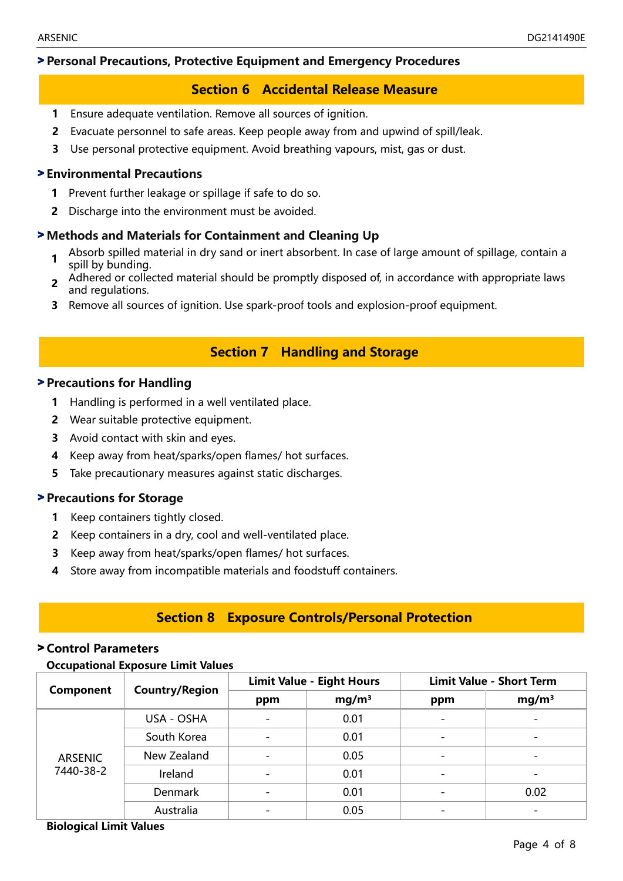## > Personal Precautions, Protective Equipment and Emergency Procedures

## Section 6 Accidental Release Measure

1. Ensure adequate ventilation. Remove all sources of ignition.
2. Evacuate personnel to safe areas. Keep people away from and upwind of spill/leak.
3. Use personal protective equipment. Avoid breathing vapours, mist, gas or dust.

### > Environmental Precautions

1. Prevent further leakage or spillage if safe to do so.
2. Discharge into the environment must be avoided.

### > Methods and Materials for Containment and Cleaning Up

1. Absorb spilled material in dry sand or inert absorbent. In case of large amount of spillage, contain a spill by bunding.
2. Adhered or collected material should be promptly disposed of, in accordance with appropriate laws and regulations.
3. Remove all sources of ignition. Use spark-proof tools and explosion-proof equipment.

## Section 7 Handling and Storage

### > Precautions for Handling

1. Handling is performed in a well ventilated place.
2. Wear suitable protective equipment.
3. Avoid contact with skin and eyes.
4. Keep away from heat/sparks/open flames/ hot surfaces.
5. Take precautionary measures against static discharges.

### > Precautions for Storage

1. Keep containers tightly closed.
2. Keep containers in a dry, cool and well-ventilated place.
3. Keep away from heat/sparks/open flames/ hot surfaces.
4. Store away from incompatible materials and foodstuff containers.

## Section 8 Exposure Controls/Personal Protection

### > Control Parameters

**Occupational Exposure Limit Values**

| Component | Country/Region | Limit Value - Eight Hours | | Limit Value - Short Term | |
|---|---|---|---|---|---|
| | | ppm | mg/m³ | ppm | mg/m³ |
| ARSENIC 7440-38-2 | USA - OSHA | - | 0.01 | - | - |
| | South Korea | - | 0.01 | - | - |
| | New Zealand | - | 0.05 | - | - |
| | Ireland | - | 0.01 | - | - |
| | Denmark | - | 0.01 | - | 0.02 |
| | Australia | - | 0.05 | - | - |

**Biological Limit Values**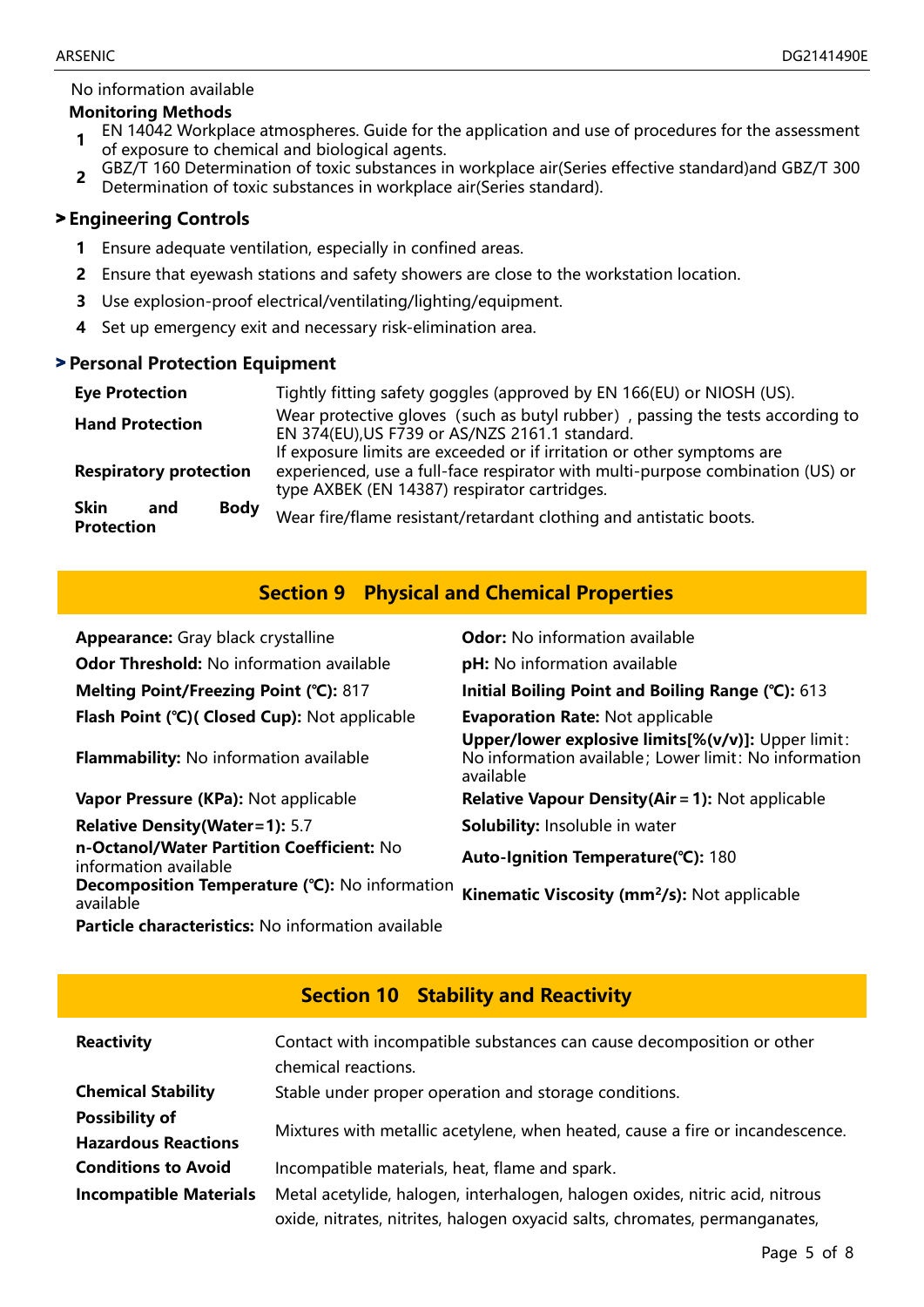No information available

**Monitoring Methods**

1. EN 14042 Workplace atmospheres. Guide for the application and use of procedures for the assessment of exposure to chemical and biological agents.
2. GBZ/T 160 Determination of toxic substances in workplace air(Series effective standard)and GBZ/T 300 Determination of toxic substances in workplace air(Series standard).

### > Engineering Controls

1. Ensure adequate ventilation, especially in confined areas.
2. Ensure that eyewash stations and safety showers are close to the workstation location.
3. Use explosion-proof electrical/ventilating/lighting/equipment.
4. Set up emergency exit and necessary risk-elimination area.

### > Personal Protection Equipment

| | |
|---|---|
| **Eye Protection** | Tightly fitting safety goggles (approved by EN 166(EU) or NIOSH (US). |
| **Hand Protection** | Wear protective gloves（such as butyl rubber）, passing the tests according to EN 374(EU),US F739 or AS/NZS 2161.1 standard. |
| **Respiratory protection** | If exposure limits are exceeded or if irritation or other symptoms are experienced, use a full-face respirator with multi-purpose combination (US) or type AXBEK (EN 14387) respirator cartridges. |
| **Skin and Body Protection** | Wear fire/flame resistant/retardant clothing and antistatic boots. |

## Section 9 Physical and Chemical Properties

**Appearance:** Gray black crystalline

**Odor:** No information available

**Odor Threshold:** No information available

**pH:** No information available

**Melting Point/Freezing Point (℃):** 817

**Initial Boiling Point and Boiling Range (℃):** 613

**Flash Point (℃)( Closed Cup):** Not applicable

**Evaporation Rate:** Not applicable

**Flammability:** No information available

**Upper/lower explosive limits[%(v/v)]:** Upper limit：No information available；Lower limit：No information available

**Vapor Pressure (KPa):** Not applicable

**Relative Vapour Density(Air＝1):** Not applicable

**Relative Density(Water＝1):** 5.7

**Solubility:** Insoluble in water

**n-Octanol/Water Partition Coefficient:** No information available

**Auto-Ignition Temperature(℃):** 180

**Decomposition Temperature (℃):** No information available

**Kinematic Viscosity ($mm^2/s$):** Not applicable

**Particle characteristics:** No information available

## Section 10 Stability and Reactivity

| | |
|---|---|
| **Reactivity** | Contact with incompatible substances can cause decomposition or other chemical reactions. |
| **Chemical Stability** | Stable under proper operation and storage conditions. |
| **Possibility of Hazardous Reactions** | Mixtures with metallic acetylene, when heated, cause a fire or incandescence. |
| **Conditions to Avoid** | Incompatible materials, heat, flame and spark. |
| **Incompatible Materials** | Metal acetylide, halogen, interhalogen, halogen oxides, nitric acid, nitrous oxide, nitrates, nitrites, halogen oxyacid salts, chromates, permanganates, |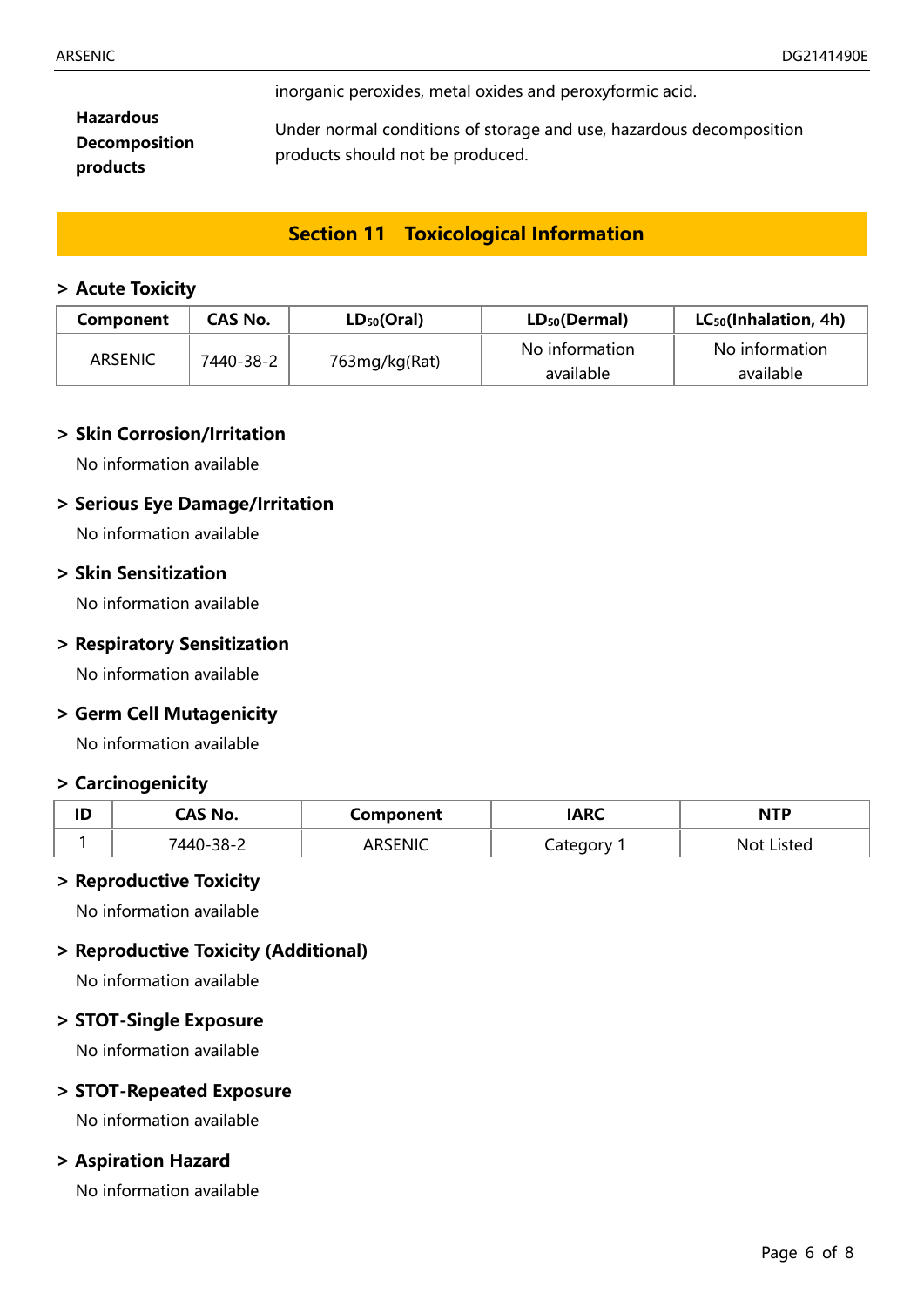inorganic peroxides, metal oxides and peroxyformic acid.

**Hazardous Decomposition products**

Under normal conditions of storage and use, hazardous decomposition products should not be produced.

## Section 11 Toxicological Information

### > Acute Toxicity

| Component | CAS No. | $LD_{50}$(Oral) | $LD_{50}$(Dermal) | $LC_{50}$(Inhalation, 4h) |
|---|---|---|---|---|
| ARSENIC | 7440-38-2 | 763mg/kg(Rat) | No information available | No information available |

### > Skin Corrosion/Irritation

No information available

### > Serious Eye Damage/Irritation

No information available

### > Skin Sensitization

No information available

### > Respiratory Sensitization

No information available

### > Germ Cell Mutagenicity

No information available

### > Carcinogenicity

| ID | CAS No. | Component | IARC | NTP |
|---|---|---|---|---|
| 1 | 7440-38-2 | ARSENIC | Category 1 | Not Listed |

### > Reproductive Toxicity

No information available

### > Reproductive Toxicity (Additional)

No information available

### > STOT-Single Exposure

No information available

### > STOT-Repeated Exposure

No information available

### > Aspiration Hazard

No information available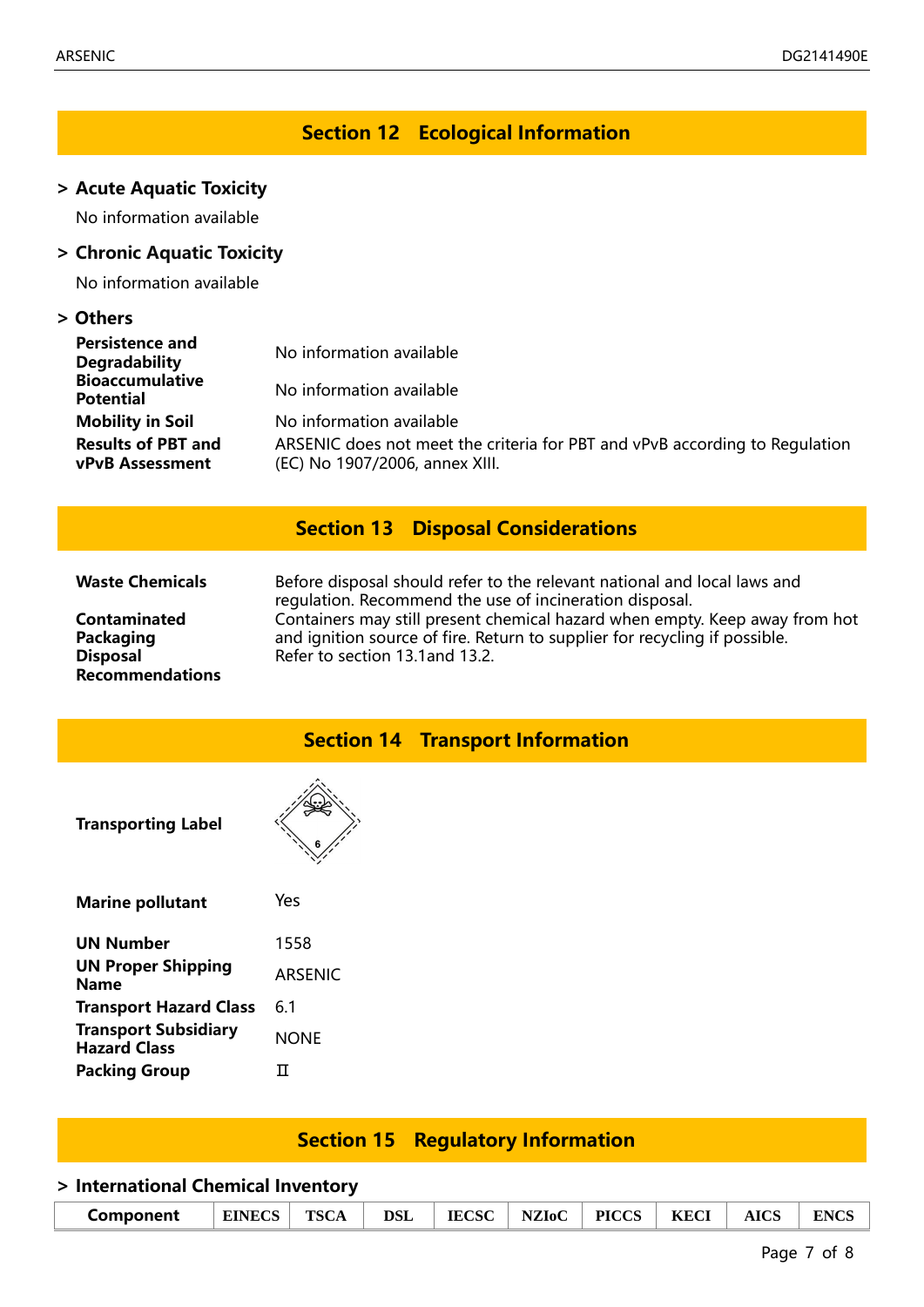## Section 12 Ecological Information

### > Acute Aquatic Toxicity

No information available

### > Chronic Aquatic Toxicity

No information available

### > Others

| | |
|---|---|
| **Persistence and Degradability** | No information available |
| **Bioaccumulative Potential** | No information available |
| **Mobility in Soil** | No information available |
| **Results of PBT and vPvB Assessment** | ARSENIC does not meet the criteria for PBT and vPvB according to Regulation (EC) No 1907/2006, annex XIII. |

## Section 13 Disposal Considerations

| | |
|---|---|
| **Waste Chemicals** | Before disposal should refer to the relevant national and local laws and regulation. Recommend the use of incineration disposal. |
| **Contaminated Packaging Disposal Recommendations** | Containers may still present chemical hazard when empty. Keep away from hot and ignition source of fire. Return to supplier for recycling if possible. Refer to section 13.1and 13.2. |

## Section 14 Transport Information

**Transporting Label**

| | |
|---|---|
| **Marine pollutant** | Yes |
| **UN Number** | 1558 |
| **UN Proper Shipping Name** | ARSENIC |
| **Transport Hazard Class** | 6.1 |
| **Transport Subsidiary Hazard Class** | NONE |
| **Packing Group** | II |

## Section 15 Regulatory Information

### > International Chemical Inventory

| Component | EINECS | TSCA | DSL | IECSC | NZIoC | PICCS | KECI | AICS | ENCS |
|---|---|---|---|---|---|---|---|---|---|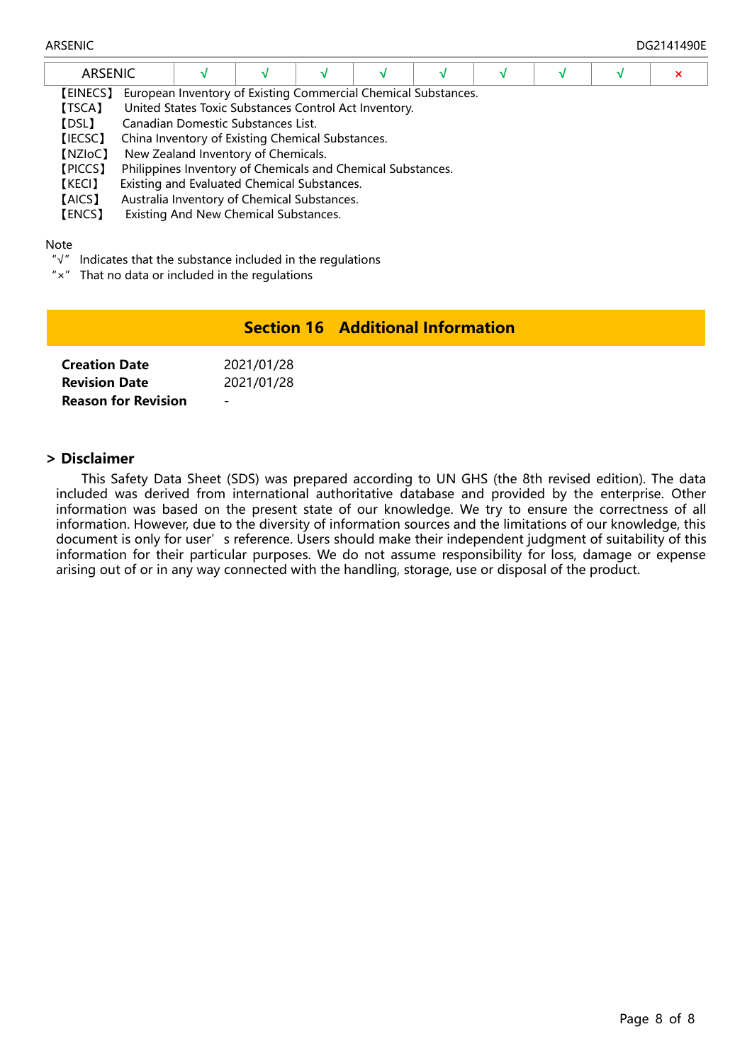| | | | | | | | | | |
|---|---|---|---|---|---|---|---|---|---|
| ARSENIC | √ | √ | √ | √ | √ | √ | √ | √ | × |

【EINECS】 European Inventory of Existing Commercial Chemical Substances.
【TSCA】 United States Toxic Substances Control Act Inventory.
【DSL】 Canadian Domestic Substances List.
【IECSC】 China Inventory of Existing Chemical Substances.
【NZIoC】 New Zealand Inventory of Chemicals.
【PICCS】 Philippines Inventory of Chemicals and Chemical Substances.
【KECI】 Existing and Evaluated Chemical Substances.
【AICS】 Australia Inventory of Chemical Substances.
【ENCS】 Existing And New Chemical Substances.

Note
"√" Indicates that the substance included in the regulations
"×" That no data or included in the regulations

## Section 16 Additional Information

| | |
|---|---|
| **Creation Date** | 2021/01/28 |
| **Revision Date** | 2021/01/28 |
| **Reason for Revision** | - |

### > Disclaimer

This Safety Data Sheet (SDS) was prepared according to UN GHS (the 8th revised edition). The data included was derived from international authoritative database and provided by the enterprise. Other information was based on the present state of our knowledge. We try to ensure the correctness of all information. However, due to the diversity of information sources and the limitations of our knowledge, this document is only for user' s reference. Users should make their independent judgment of suitability of this information for their particular purposes. We do not assume responsibility for loss, damage or expense arising out of or in any way connected with the handling, storage, use or disposal of the product.